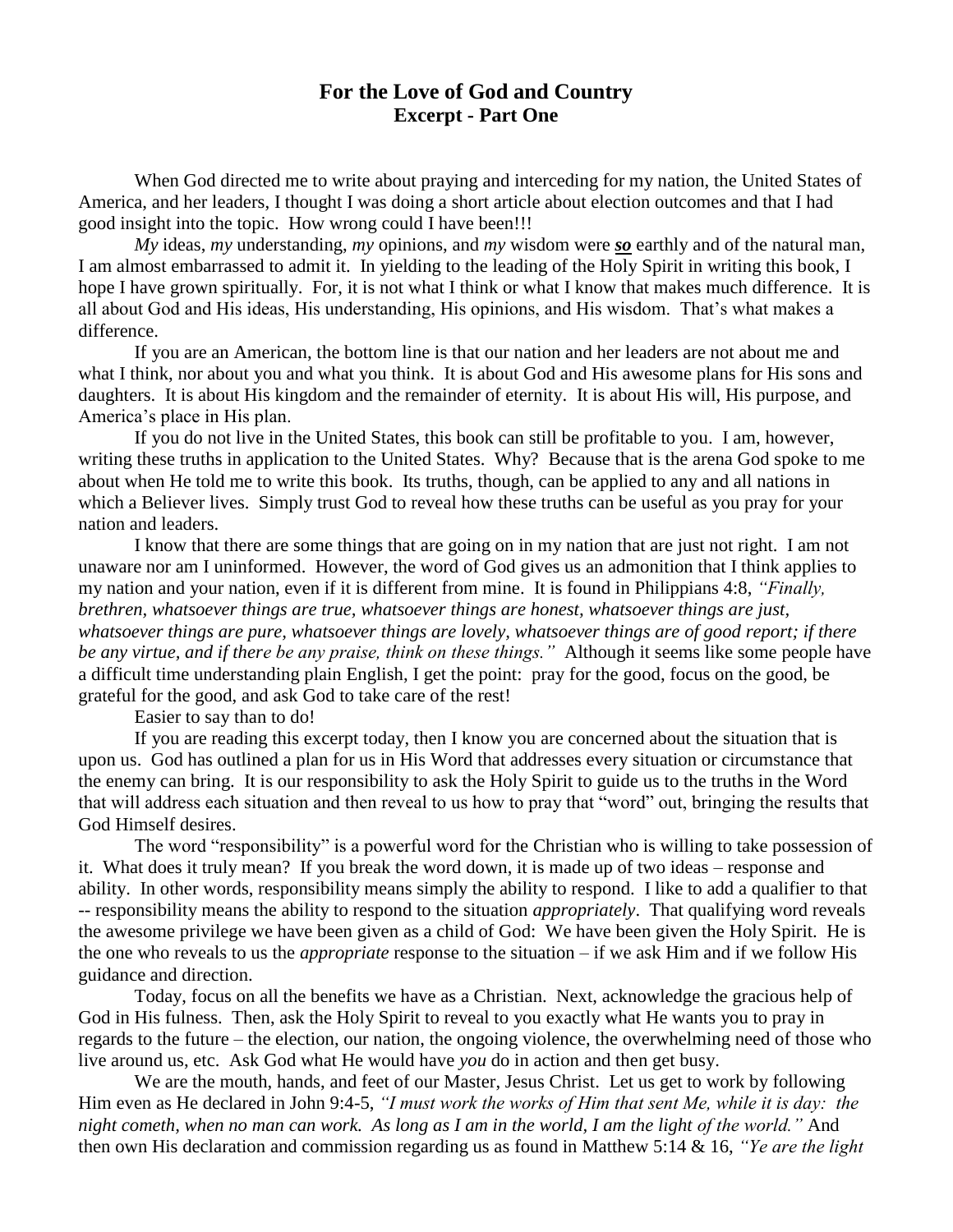# For the Love of God and Country
## Excerpt - Part One

When God directed me to write about praying and interceding for my nation, the United States of America, and her leaders, I thought I was doing a short article about election outcomes and that I had good insight into the topic. How wrong could I have been!!!

*My* ideas, *my* understanding, *my* opinions, and *my* wisdom were ***so*** earthly and of the natural man, I am almost embarrassed to admit it. In yielding to the leading of the Holy Spirit in writing this book, I hope I have grown spiritually. For, it is not what I think or what I know that makes much difference. It is all about God and His ideas, His understanding, His opinions, and His wisdom. That's what makes a difference.

If you are an American, the bottom line is that our nation and her leaders are not about me and what I think, nor about you and what you think. It is about God and His awesome plans for His sons and daughters. It is about His kingdom and the remainder of eternity. It is about His will, His purpose, and America's place in His plan.

If you do not live in the United States, this book can still be profitable to you. I am, however, writing these truths in application to the United States. Why? Because that is the arena God spoke to me about when He told me to write this book. Its truths, though, can be applied to any and all nations in which a Believer lives. Simply trust God to reveal how these truths can be useful as you pray for your nation and leaders.

I know that there are some things that are going on in my nation that are just not right. I am not unaware nor am I uninformed. However, the word of God gives us an admonition that I think applies to my nation and your nation, even if it is different from mine. It is found in Philippians 4:8, *"Finally, brethren, whatsoever things are true, whatsoever things are honest, whatsoever things are just, whatsoever things are pure, whatsoever things are lovely, whatsoever things are of good report; if there be any virtue, and if there be any praise, think on these things."* Although it seems like some people have a difficult time understanding plain English, I get the point: pray for the good, focus on the good, be grateful for the good, and ask God to take care of the rest!

Easier to say than to do!

If you are reading this excerpt today, then I know you are concerned about the situation that is upon us. God has outlined a plan for us in His Word that addresses every situation or circumstance that the enemy can bring. It is our responsibility to ask the Holy Spirit to guide us to the truths in the Word that will address each situation and then reveal to us how to pray that "word" out, bringing the results that God Himself desires.

The word "responsibility" is a powerful word for the Christian who is willing to take possession of it. What does it truly mean? If you break the word down, it is made up of two ideas – response and ability. In other words, responsibility means simply the ability to respond. I like to add a qualifier to that -- responsibility means the ability to respond to the situation *appropriately*. That qualifying word reveals the awesome privilege we have been given as a child of God: We have been given the Holy Spirit. He is the one who reveals to us the *appropriate* response to the situation – if we ask Him and if we follow His guidance and direction.

Today, focus on all the benefits we have as a Christian. Next, acknowledge the gracious help of God in His fulness. Then, ask the Holy Spirit to reveal to you exactly what He wants you to pray in regards to the future – the election, our nation, the ongoing violence, the overwhelming need of those who live around us, etc. Ask God what He would have *you* do in action and then get busy.

We are the mouth, hands, and feet of our Master, Jesus Christ. Let us get to work by following Him even as He declared in John 9:4-5, *"I must work the works of Him that sent Me, while it is day: the night cometh, when no man can work. As long as I am in the world, I am the light of the world."* And then own His declaration and commission regarding us as found in Matthew 5:14 & 16, *"Ye are the light*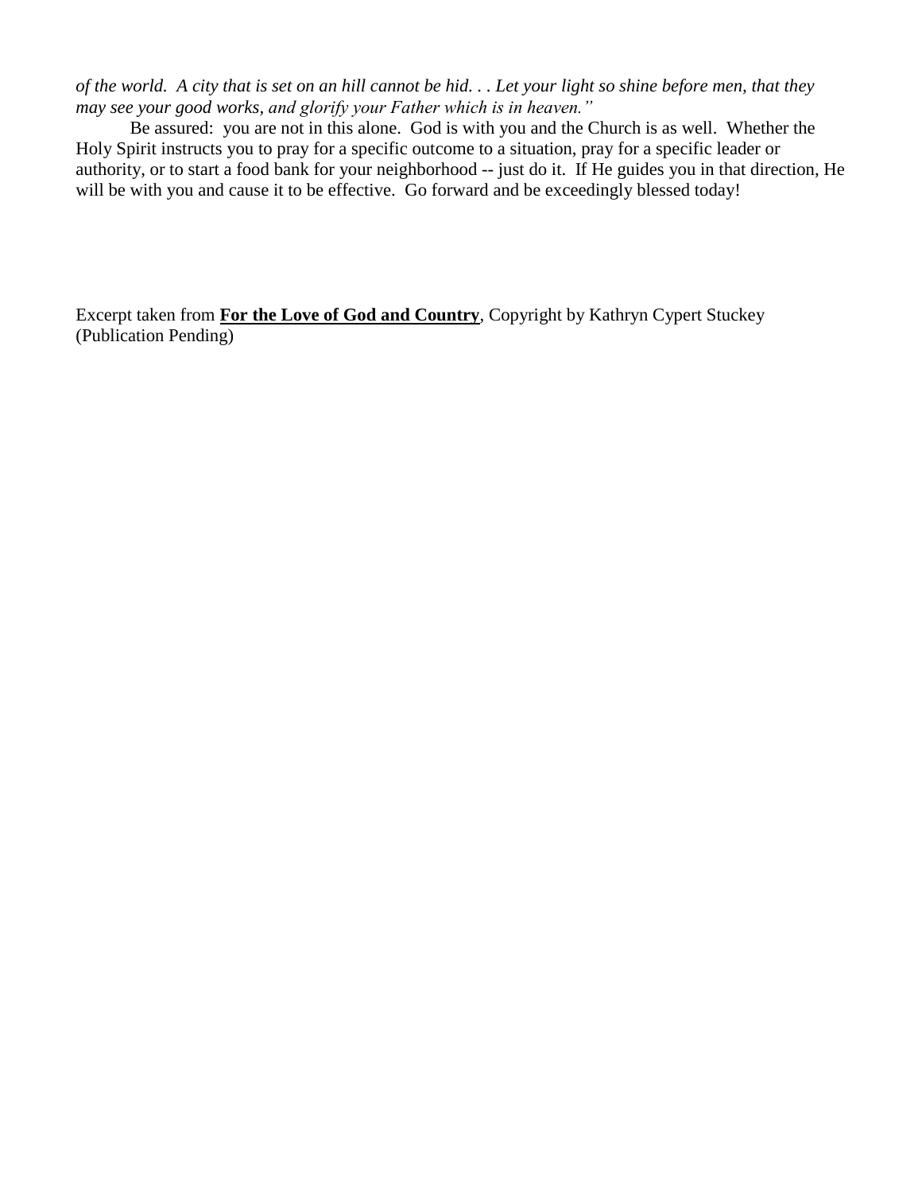*of the world. A city that is set on an hill cannot be hid. . . Let your light so shine before men, that they may see your good works, and glorify your Father which is in heaven."*

Be assured: you are not in this alone. God is with you and the Church is as well. Whether the Holy Spirit instructs you to pray for a specific outcome to a situation, pray for a specific leader or authority, or to start a food bank for your neighborhood -- just do it. If He guides you in that direction, He will be with you and cause it to be effective. Go forward and be exceedingly blessed today!

Excerpt taken from **<u>For the Love of God and Country</u>**, Copyright by Kathryn Cypert Stuckey (Publication Pending)